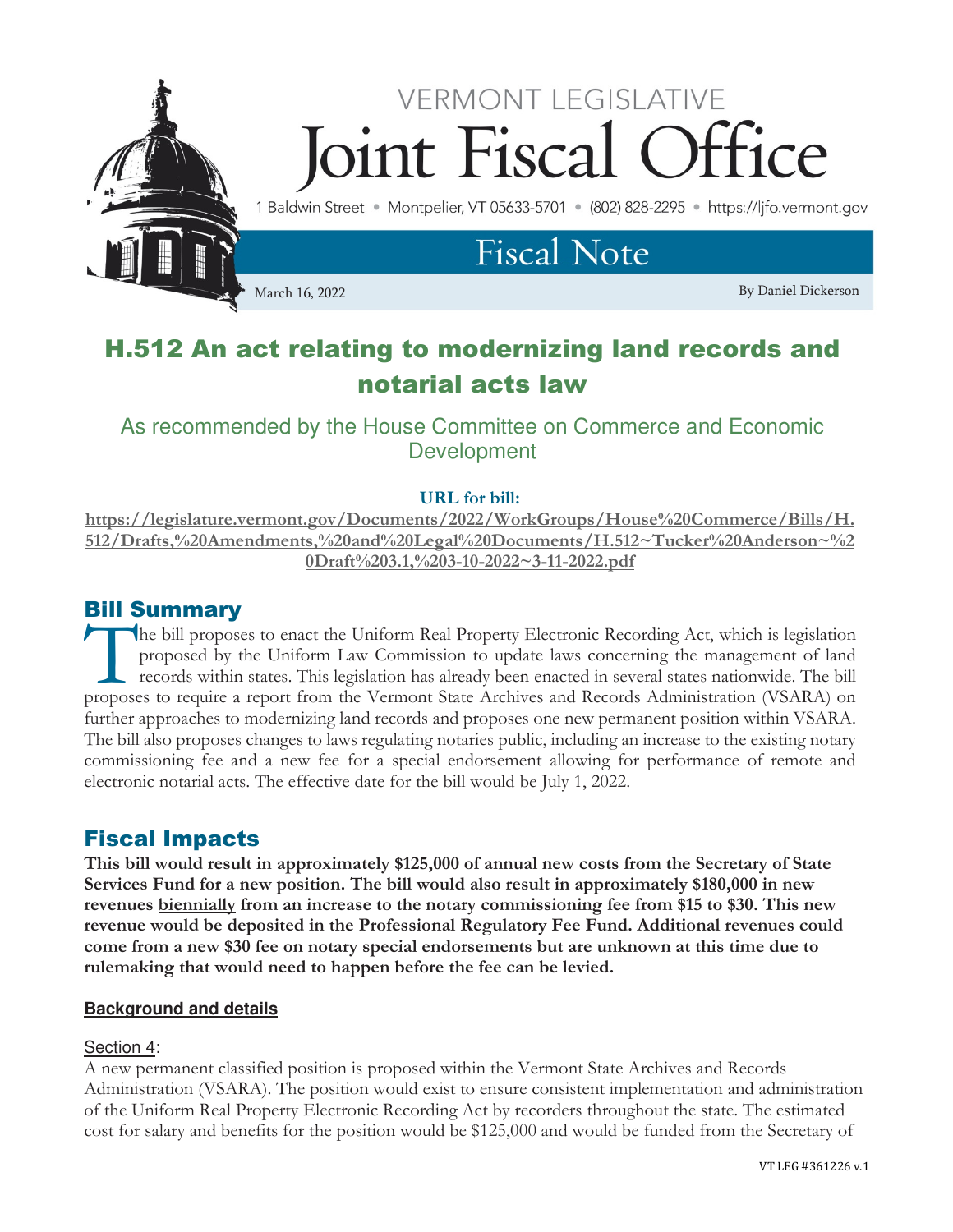VERMONT LEGISLATIVE

# Joint Fiscal Office

1 Baldwin Street • Montpelier, VT 05633-5701 • (802) 828-2295 • https://ljfo.vermont.gov

## Fiscal Note

March 16, 2022

By Daniel Dickerson

# H.512 An act relating to modernizing land records and notarial acts law

### As recommended by the House Committee on Commerce and Economic Development

**URL for bill:**
**https://legislature.vermont.gov/Documents/2022/WorkGroups/House%20Commerce/Bills/H.512/Drafts,%20Amendments,%20and%20Legal%20Documents/H.512~Tucker%20Anderson~%20Draft%203.1,%203-10-2022~3-11-2022.pdf**

## Bill Summary

The bill proposes to enact the Uniform Real Property Electronic Recording Act, which is legislation proposed by the Uniform Law Commission to update laws concerning the management of land records within states. This legislation has already been enacted in several states nationwide. The bill proposes to require a report from the Vermont State Archives and Records Administration (VSARA) on further approaches to modernizing land records and proposes one new permanent position within VSARA. The bill also proposes changes to laws regulating notaries public, including an increase to the existing notary commissioning fee and a new fee for a special endorsement allowing for performance of remote and electronic notarial acts. The effective date for the bill would be July 1, 2022.

## Fiscal Impacts

**This bill would result in approximately $125,000 of annual new costs from the Secretary of State Services Fund for a new position. The bill would also result in approximately $180,000 in new revenues biennially from an increase to the notary commissioning fee from $15 to $30. This new revenue would be deposited in the Professional Regulatory Fee Fund. Additional revenues could come from a new $30 fee on notary special endorsements but are unknown at this time due to rulemaking that would need to happen before the fee can be levied.**

#### Background and details

Section 4:
A new permanent classified position is proposed within the Vermont State Archives and Records Administration (VSARA). The position would exist to ensure consistent implementation and administration of the Uniform Real Property Electronic Recording Act by recorders throughout the state. The estimated cost for salary and benefits for the position would be $125,000 and would be funded from the Secretary of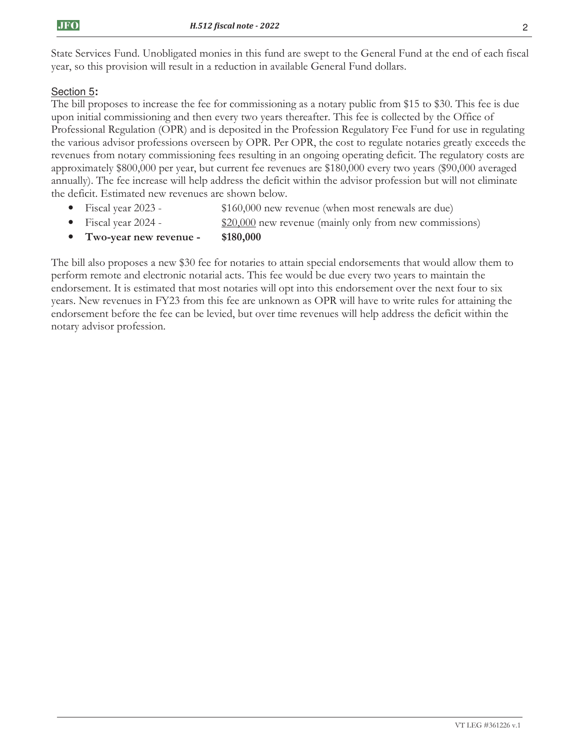State Services Fund. Unobligated monies in this fund are swept to the General Fund at the end of each fiscal year, so this provision will result in a reduction in available General Fund dollars.

Section 5**:**

The bill proposes to increase the fee for commissioning as a notary public from $15 to $30. This fee is due upon initial commissioning and then every two years thereafter. This fee is collected by the Office of Professional Regulation (OPR) and is deposited in the Profession Regulatory Fee Fund for use in regulating the various advisor professions overseen by OPR. Per OPR, the cost to regulate notaries greatly exceeds the revenues from notary commissioning fees resulting in an ongoing operating deficit. The regulatory costs are approximately $800,000 per year, but current fee revenues are $180,000 every two years ($90,000 averaged annually). The fee increase will help address the deficit within the advisor profession but will not eliminate the deficit. Estimated new revenues are shown below.

- Fiscal year 2023 - $160,000 new revenue (when most renewals are due)
- Fiscal year 2024 - $20,000 new revenue (mainly only from new commissions)
- **Two-year new revenue - $180,000**

The bill also proposes a new $30 fee for notaries to attain special endorsements that would allow them to perform remote and electronic notarial acts. This fee would be due every two years to maintain the endorsement. It is estimated that most notaries will opt into this endorsement over the next four to six years. New revenues in FY23 from this fee are unknown as OPR will have to write rules for attaining the endorsement before the fee can be levied, but over time revenues will help address the deficit within the notary advisor profession.